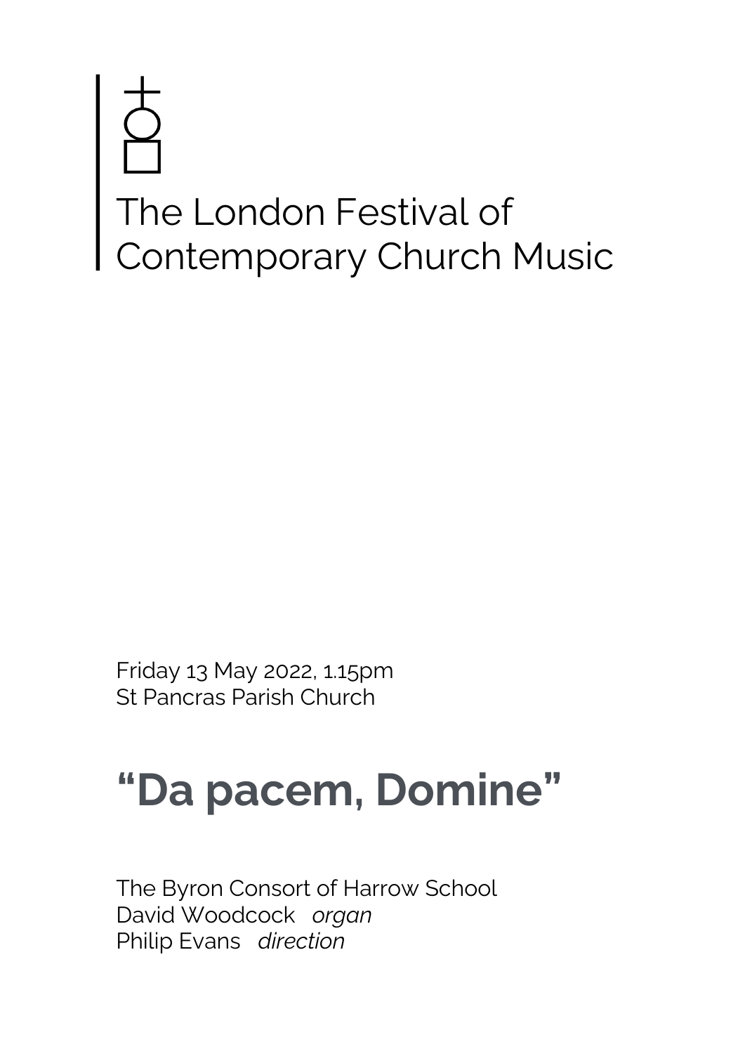# The London Festival of Contemporary Church Music

Friday 13 May 2022, 1.15pm
St Pancras Parish Church

## "Da pacem, Domine"

The Byron Consort of Harrow School
David Woodcock *organ*
Philip Evans *direction*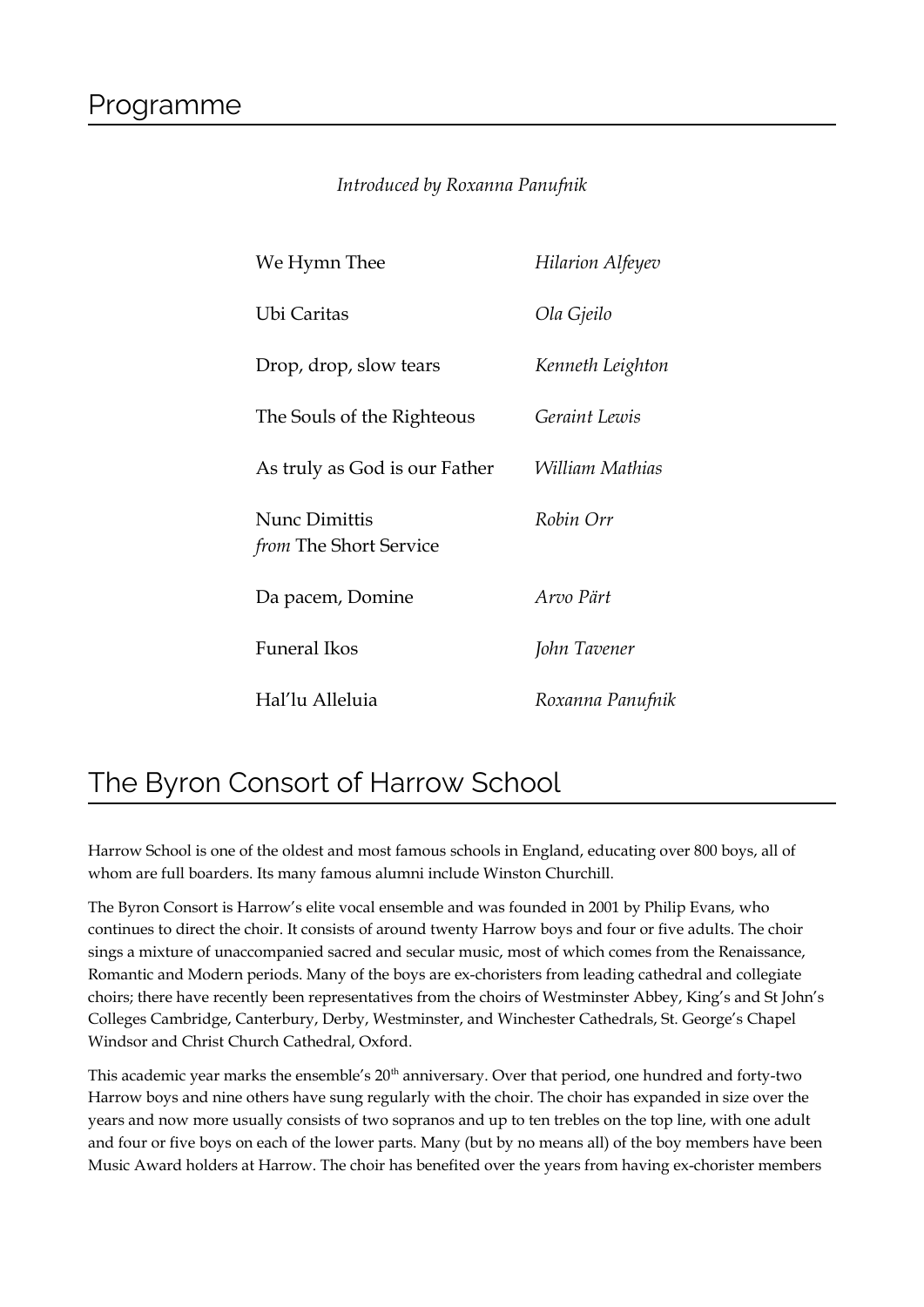# Programme

*Introduced by Roxanna Panufnik*

| | |
|---|---|
| We Hymn Thee | *Hilarion Alfeyev* |
| Ubi Caritas | *Ola Gjeilo* |
| Drop, drop, slow tears | *Kenneth Leighton* |
| The Souls of the Righteous | *Geraint Lewis* |
| As truly as God is our Father | *William Mathias* |
| Nunc Dimittis *from* The Short Service | *Robin Orr* |
| Da pacem, Domine | *Arvo Pärt* |
| Funeral Ikos | *John Tavener* |
| Hal'lu Alleluia | *Roxanna Panufnik* |

# The Byron Consort of Harrow School

Harrow School is one of the oldest and most famous schools in England, educating over 800 boys, all of whom are full boarders. Its many famous alumni include Winston Churchill.

The Byron Consort is Harrow's elite vocal ensemble and was founded in 2001 by Philip Evans, who continues to direct the choir. It consists of around twenty Harrow boys and four or five adults. The choir sings a mixture of unaccompanied sacred and secular music, most of which comes from the Renaissance, Romantic and Modern periods. Many of the boys are ex-choristers from leading cathedral and collegiate choirs; there have recently been representatives from the choirs of Westminster Abbey, King's and St John's Colleges Cambridge, Canterbury, Derby, Westminster, and Winchester Cathedrals, St. George's Chapel Windsor and Christ Church Cathedral, Oxford.

This academic year marks the ensemble's 20th anniversary. Over that period, one hundred and forty-two Harrow boys and nine others have sung regularly with the choir. The choir has expanded in size over the years and now more usually consists of two sopranos and up to ten trebles on the top line, with one adult and four or five boys on each of the lower parts. Many (but by no means all) of the boy members have been Music Award holders at Harrow. The choir has benefited over the years from having ex-chorister members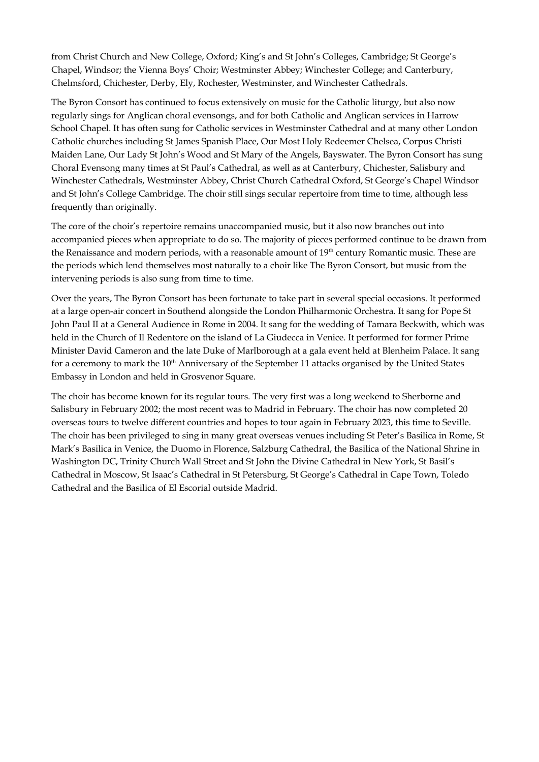from Christ Church and New College, Oxford; King's and St John's Colleges, Cambridge; St George's Chapel, Windsor; the Vienna Boys' Choir; Westminster Abbey; Winchester College; and Canterbury, Chelmsford, Chichester, Derby, Ely, Rochester, Westminster, and Winchester Cathedrals.

The Byron Consort has continued to focus extensively on music for the Catholic liturgy, but also now regularly sings for Anglican choral evensongs, and for both Catholic and Anglican services in Harrow School Chapel. It has often sung for Catholic services in Westminster Cathedral and at many other London Catholic churches including St James Spanish Place, Our Most Holy Redeemer Chelsea, Corpus Christi Maiden Lane, Our Lady St John's Wood and St Mary of the Angels, Bayswater. The Byron Consort has sung Choral Evensong many times at St Paul's Cathedral, as well as at Canterbury, Chichester, Salisbury and Winchester Cathedrals, Westminster Abbey, Christ Church Cathedral Oxford, St George's Chapel Windsor and St John's College Cambridge. The choir still sings secular repertoire from time to time, although less frequently than originally.

The core of the choir's repertoire remains unaccompanied music, but it also now branches out into accompanied pieces when appropriate to do so. The majority of pieces performed continue to be drawn from the Renaissance and modern periods, with a reasonable amount of 19th century Romantic music. These are the periods which lend themselves most naturally to a choir like The Byron Consort, but music from the intervening periods is also sung from time to time.

Over the years, The Byron Consort has been fortunate to take part in several special occasions. It performed at a large open-air concert in Southend alongside the London Philharmonic Orchestra. It sang for Pope St John Paul II at a General Audience in Rome in 2004. It sang for the wedding of Tamara Beckwith, which was held in the Church of Il Redentore on the island of La Giudecca in Venice. It performed for former Prime Minister David Cameron and the late Duke of Marlborough at a gala event held at Blenheim Palace. It sang for a ceremony to mark the 10th Anniversary of the September 11 attacks organised by the United States Embassy in London and held in Grosvenor Square.

The choir has become known for its regular tours. The very first was a long weekend to Sherborne and Salisbury in February 2002; the most recent was to Madrid in February. The choir has now completed 20 overseas tours to twelve different countries and hopes to tour again in February 2023, this time to Seville. The choir has been privileged to sing in many great overseas venues including St Peter's Basilica in Rome, St Mark's Basilica in Venice, the Duomo in Florence, Salzburg Cathedral, the Basilica of the National Shrine in Washington DC, Trinity Church Wall Street and St John the Divine Cathedral in New York, St Basil's Cathedral in Moscow, St Isaac's Cathedral in St Petersburg, St George's Cathedral in Cape Town, Toledo Cathedral and the Basilica of El Escorial outside Madrid.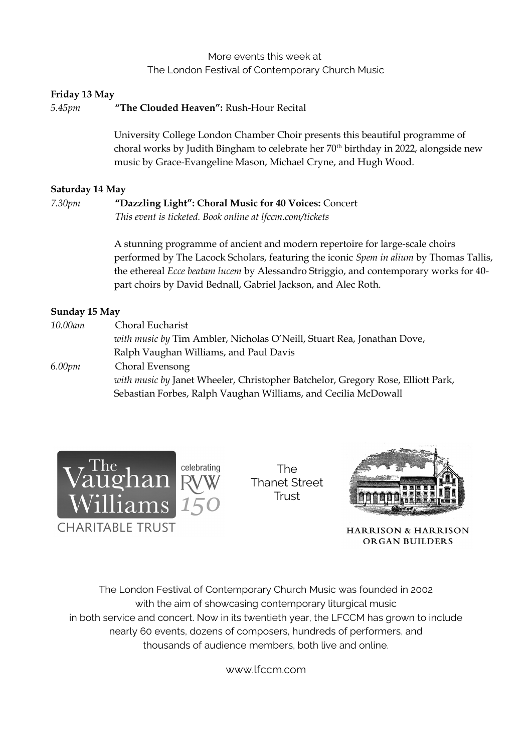More events this week at
The London Festival of Contemporary Church Music

**Friday 13 May**

*5.45pm* **"The Clouded Heaven":** Rush-Hour Recital

University College London Chamber Choir presents this beautiful programme of choral works by Judith Bingham to celebrate her 70th birthday in 2022, alongside new music by Grace-Evangeline Mason, Michael Cryne, and Hugh Wood.

**Saturday 14 May**

*7.30pm* **"Dazzling Light": Choral Music for 40 Voices:** Concert
*This event is ticketed. Book online at lfccm.com/tickets*

A stunning programme of ancient and modern repertoire for large-scale choirs performed by The Lacock Scholars, featuring the iconic *Spem in alium* by Thomas Tallis, the ethereal *Ecce beatam lucem* by Alessandro Striggio, and contemporary works for 40-part choirs by David Bednall, Gabriel Jackson, and Alec Roth.

**Sunday 15 May**

*10.00am* Choral Eucharist
*with music by* Tim Ambler, Nicholas O'Neill, Stuart Rea, Jonathan Dove, Ralph Vaughan Williams, and Paul Davis

*6.00pm* Choral Evensong
*with music by* Janet Wheeler, Christopher Batchelor, Gregory Rose, Elliott Park, Sebastian Forbes, Ralph Vaughan Williams, and Cecilia McDowall

The Vaughan Williams Charitable Trust — celebrating RVW 150

The Thanet Street Trust

HARRISON & HARRISON ORGAN BUILDERS

The London Festival of Contemporary Church Music was founded in 2002 with the aim of showcasing contemporary liturgical music in both service and concert. Now in its twentieth year, the LFCCM has grown to include nearly 60 events, dozens of composers, hundreds of performers, and thousands of audience members, both live and online.

www.lfccm.com